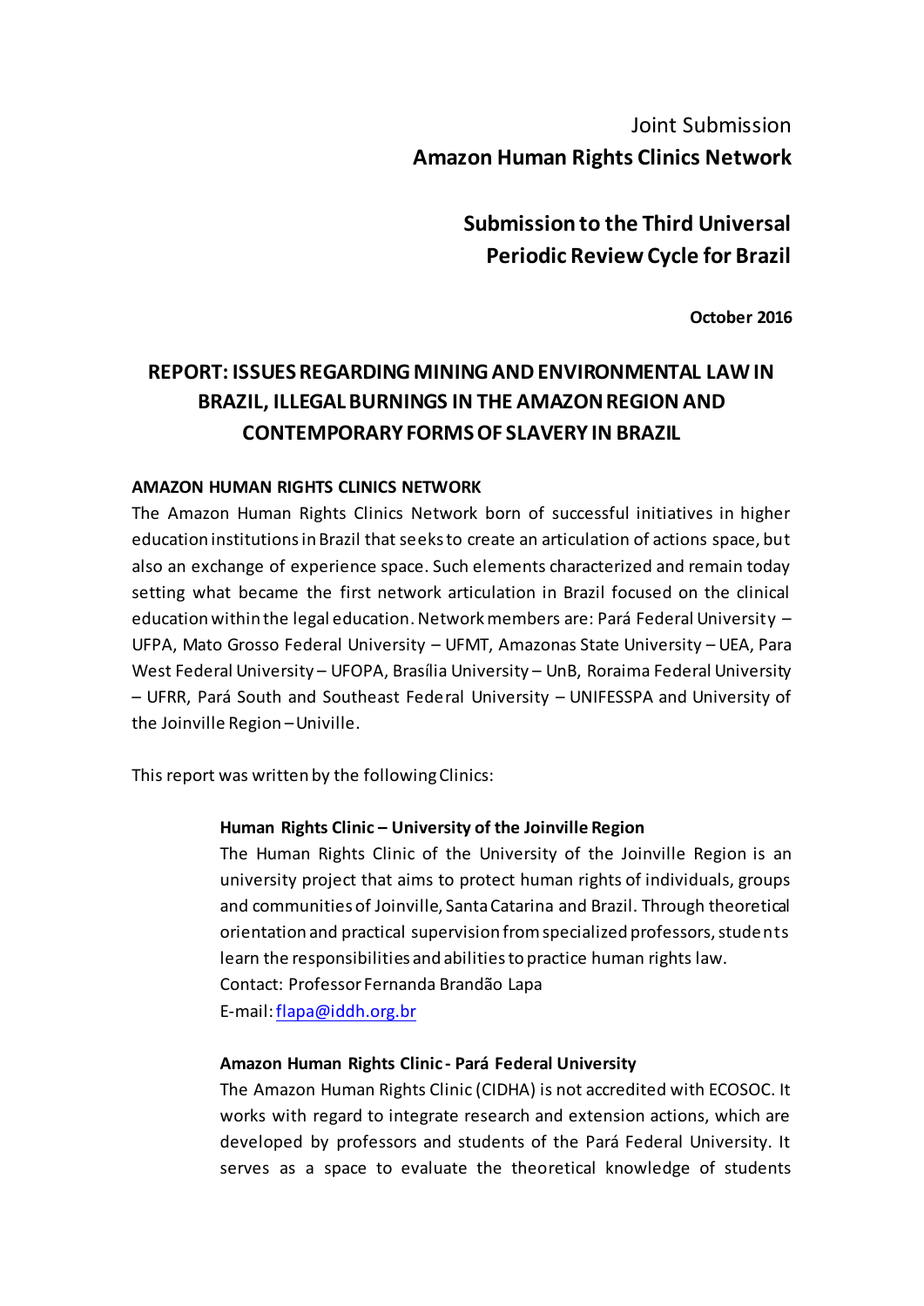Joint Submission

**Amazon Human Rights Clinics Network**

**Submission to the Third Universal Periodic Review Cycle for Brazil**

**October 2016**

# REPORT: ISSUES REGARDING MINING AND ENVIRONMENTAL LAW IN BRAZIL, ILLEGAL BURNINGS IN THE AMAZON REGION AND CONTEMPORARY FORMS OF SLAVERY IN BRAZIL

## AMAZON HUMAN RIGHTS CLINICS NETWORK

The Amazon Human Rights Clinics Network born of successful initiatives in higher education institutions in Brazil that seeks to create an articulation of actions space, but also an exchange of experience space. Such elements characterized and remain today setting what became the first network articulation in Brazil focused on the clinical education within the legal education. Network members are: Pará Federal University – UFPA, Mato Grosso Federal University – UFMT, Amazonas State University – UEA, Para West Federal University – UFOPA, Brasília University – UnB, Roraima Federal University – UFRR, Pará South and Southeast Federal University – UNIFESSPA and University of the Joinville Region – Univille.

This report was written by the following Clinics:

**Human Rights Clinic – University of the Joinville Region**

The Human Rights Clinic of the University of the Joinville Region is an university project that aims to protect human rights of individuals, groups and communities of Joinville, Santa Catarina and Brazil. Through theoretical orientation and practical supervision from specialized professors, students learn the responsibilities and abilities to practice human rights law.
Contact: Professor Fernanda Brandão Lapa
E-mail: flapa@iddh.org.br

**Amazon Human Rights Clinic - Pará Federal University**

The Amazon Human Rights Clinic (CIDHA) is not accredited with ECOSOC. It works with regard to integrate research and extension actions, which are developed by professors and students of the Pará Federal University. It serves as a space to evaluate the theoretical knowledge of students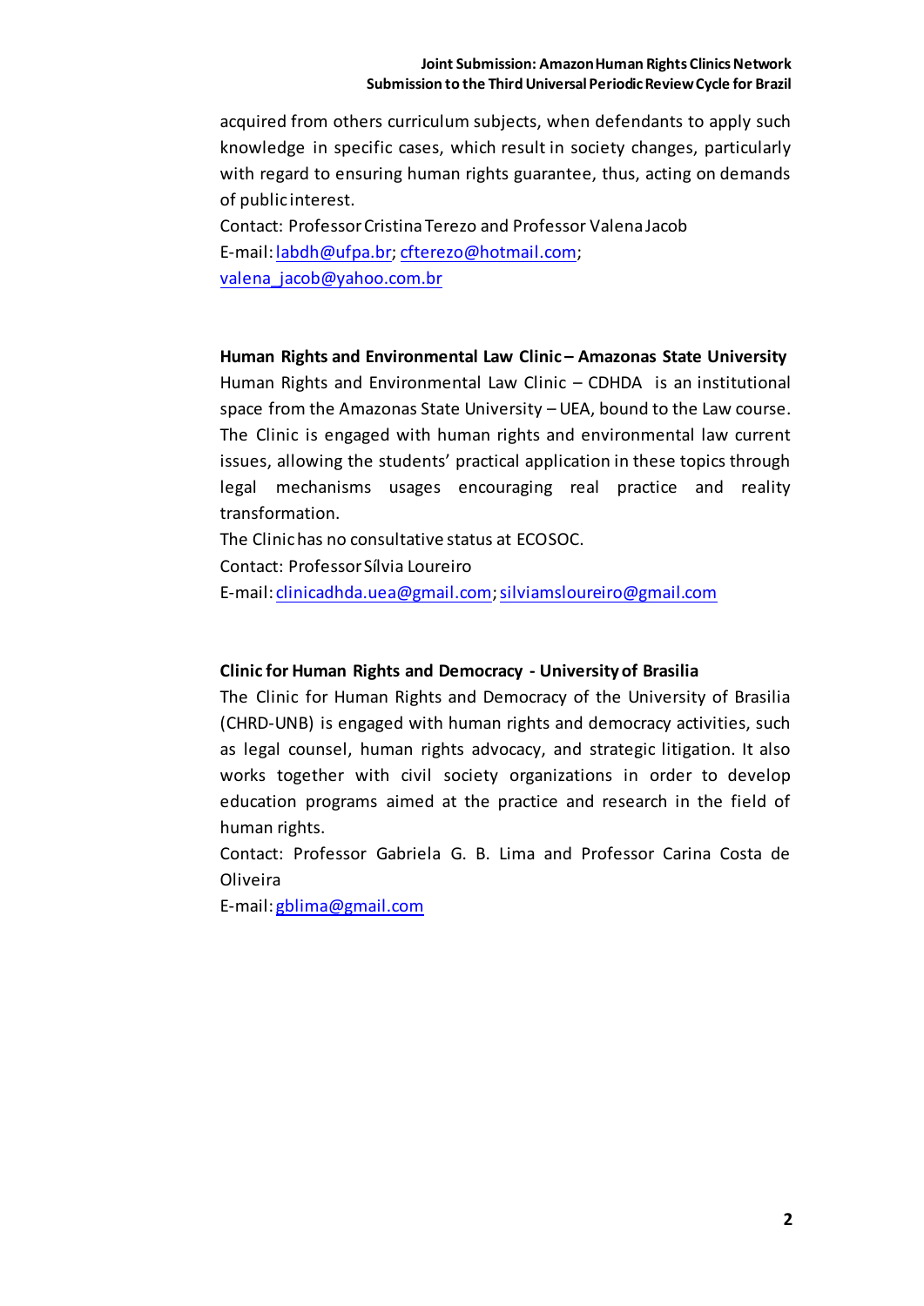acquired from others curriculum subjects, when defendants to apply such knowledge in specific cases, which result in society changes, particularly with regard to ensuring human rights guarantee, thus, acting on demands of public interest.

Contact: Professor Cristina Terezo and Professor Valena Jacob

E-mail: labdh@ufpa.br; cfterezo@hotmail.com; valena_jacob@yahoo.com.br

**Human Rights and Environmental Law Clinic – Amazonas State University**

Human Rights and Environmental Law Clinic – CDHDA is an institutional space from the Amazonas State University – UEA, bound to the Law course. The Clinic is engaged with human rights and environmental law current issues, allowing the students' practical application in these topics through legal mechanisms usages encouraging real practice and reality transformation.

The Clinic has no consultative status at ECOSOC.

Contact: Professor Sílvia Loureiro

E-mail: clinicadhda.uea@gmail.com; silviamsloureiro@gmail.com

**Clinic for Human Rights and Democracy - University of Brasilia**

The Clinic for Human Rights and Democracy of the University of Brasilia (CHRD-UNB) is engaged with human rights and democracy activities, such as legal counsel, human rights advocacy, and strategic litigation. It also works together with civil society organizations in order to develop education programs aimed at the practice and research in the field of human rights.

Contact: Professor Gabriela G. B. Lima and Professor Carina Costa de Oliveira

E-mail: gblima@gmail.com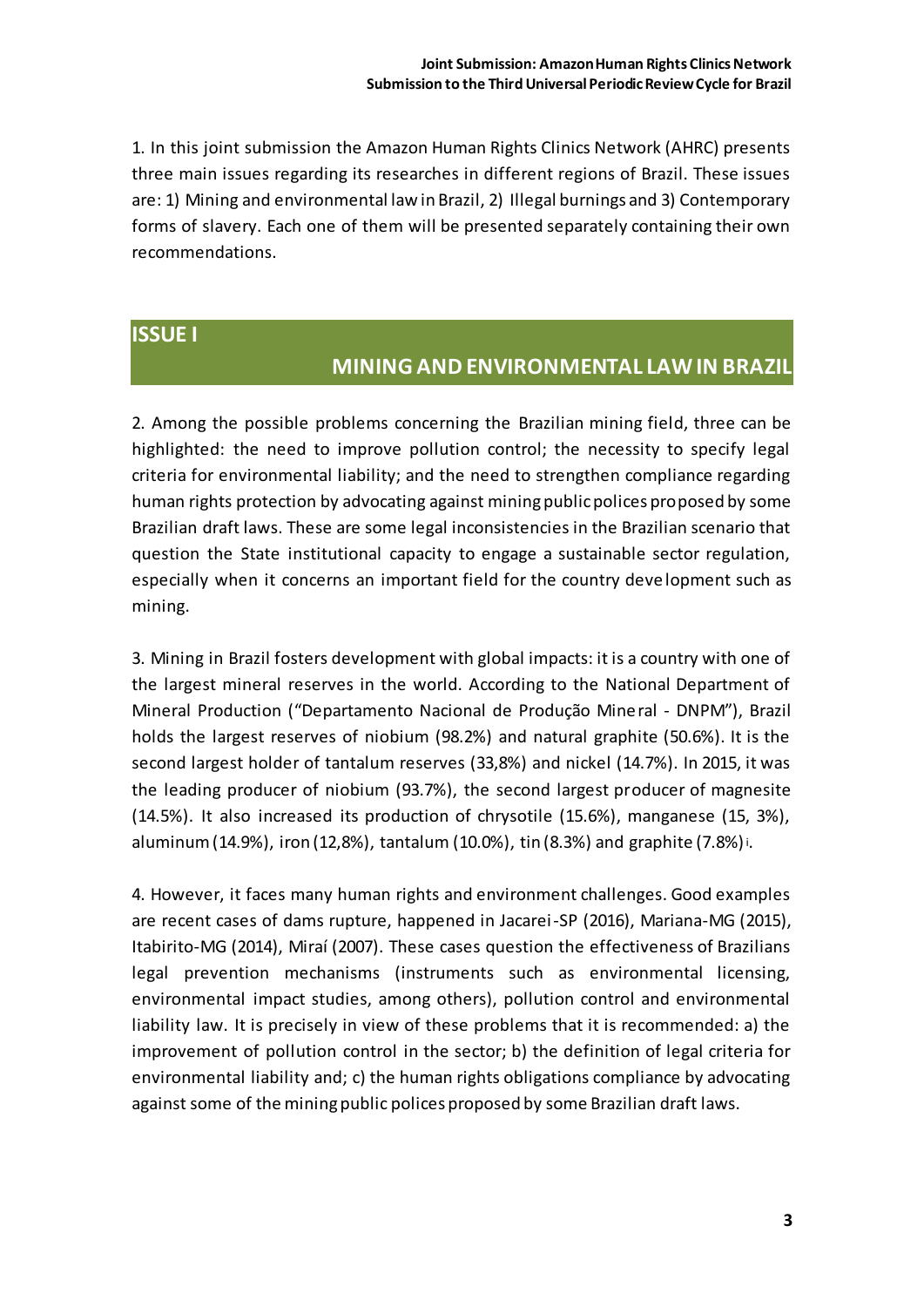1. In this joint submission the Amazon Human Rights Clinics Network (AHRC) presents three main issues regarding its researches in different regions of Brazil. These issues are: 1) Mining and environmental law in Brazil, 2) Illegal burnings and 3) Contemporary forms of slavery. Each one of them will be presented separately containing their own recommendations.

## ISSUE I

## MINING AND ENVIRONMENTAL LAW IN BRAZIL

2. Among the possible problems concerning the Brazilian mining field, three can be highlighted: the need to improve pollution control; the necessity to specify legal criteria for environmental liability; and the need to strengthen compliance regarding human rights protection by advocating against mining public polices proposed by some Brazilian draft laws. These are some legal inconsistencies in the Brazilian scenario that question the State institutional capacity to engage a sustainable sector regulation, especially when it concerns an important field for the country development such as mining.

3. Mining in Brazil fosters development with global impacts: it is a country with one of the largest mineral reserves in the world. According to the National Department of Mineral Production ("Departamento Nacional de Produção Mineral - DNPM"), Brazil holds the largest reserves of niobium (98.2%) and natural graphite (50.6%). It is the second largest holder of tantalum reserves (33,8%) and nickel (14.7%). In 2015, it was the leading producer of niobium (93.7%), the second largest producer of magnesite (14.5%). It also increased its production of chrysotile (15.6%), manganese (15, 3%), aluminum (14.9%), iron (12,8%), tantalum (10.0%), tin (8.3%) and graphite (7.8%)[i].

4. However, it faces many human rights and environment challenges. Good examples are recent cases of dams rupture, happened in Jacarei-SP (2016), Mariana-MG (2015), Itabirito-MG (2014), Miraí (2007). These cases question the effectiveness of Brazilians legal prevention mechanisms (instruments such as environmental licensing, environmental impact studies, among others), pollution control and environmental liability law. It is precisely in view of these problems that it is recommended: a) the improvement of pollution control in the sector; b) the definition of legal criteria for environmental liability and; c) the human rights obligations compliance by advocating against some of the mining public polices proposed by some Brazilian draft laws.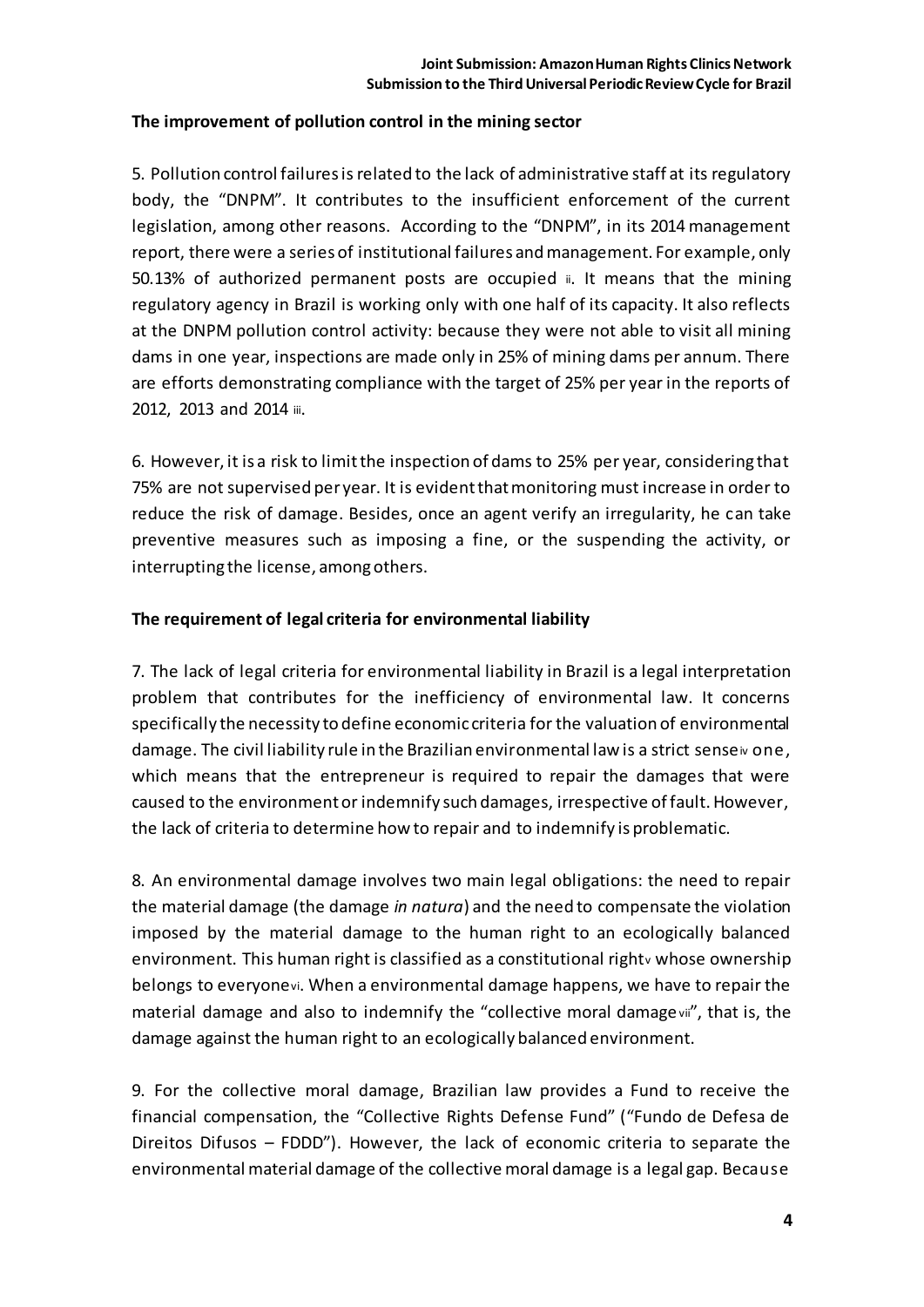**The improvement of pollution control in the mining sector**

5. Pollution control failures is related to the lack of administrative staff at its regulatory body, the "DNPM". It contributes to the insufficient enforcement of the current legislation, among other reasons. According to the "DNPM", in its 2014 management report, there were a series of institutional failures and management. For example, only 50.13% of authorized permanent posts are occupied [ii]. It means that the mining regulatory agency in Brazil is working only with one half of its capacity. It also reflects at the DNPM pollution control activity: because they were not able to visit all mining dams in one year, inspections are made only in 25% of mining dams per annum. There are efforts demonstrating compliance with the target of 25% per year in the reports of 2012, 2013 and 2014 [iii].

6. However, it is a risk to limit the inspection of dams to 25% per year, considering that 75% are not supervised per year. It is evident that monitoring must increase in order to reduce the risk of damage. Besides, once an agent verify an irregularity, he can take preventive measures such as imposing a fine, or the suspending the activity, or interrupting the license, among others.

**The requirement of legal criteria for environmental liability**

7. The lack of legal criteria for environmental liability in Brazil is a legal interpretation problem that contributes for the inefficiency of environmental law. It concerns specifically the necessity to define economic criteria for the valuation of environmental damage. The civil liability rule in the Brazilian environmental law is a strict sense[iv] one, which means that the entrepreneur is required to repair the damages that were caused to the environment or indemnify such damages, irrespective of fault. However, the lack of criteria to determine how to repair and to indemnify is problematic.

8. An environmental damage involves two main legal obligations: the need to repair the material damage (the damage *in natura*) and the need to compensate the violation imposed by the material damage to the human right to an ecologically balanced environment. This human right is classified as a constitutional right[v] whose ownership belongs to everyone[vi]. When a environmental damage happens, we have to repair the material damage and also to indemnify the "collective moral damage[vii]", that is, the damage against the human right to an ecologically balanced environment.

9. For the collective moral damage, Brazilian law provides a Fund to receive the financial compensation, the "Collective Rights Defense Fund" ("Fundo de Defesa de Direitos Difusos – FDDD"). However, the lack of economic criteria to separate the environmental material damage of the collective moral damage is a legal gap. Because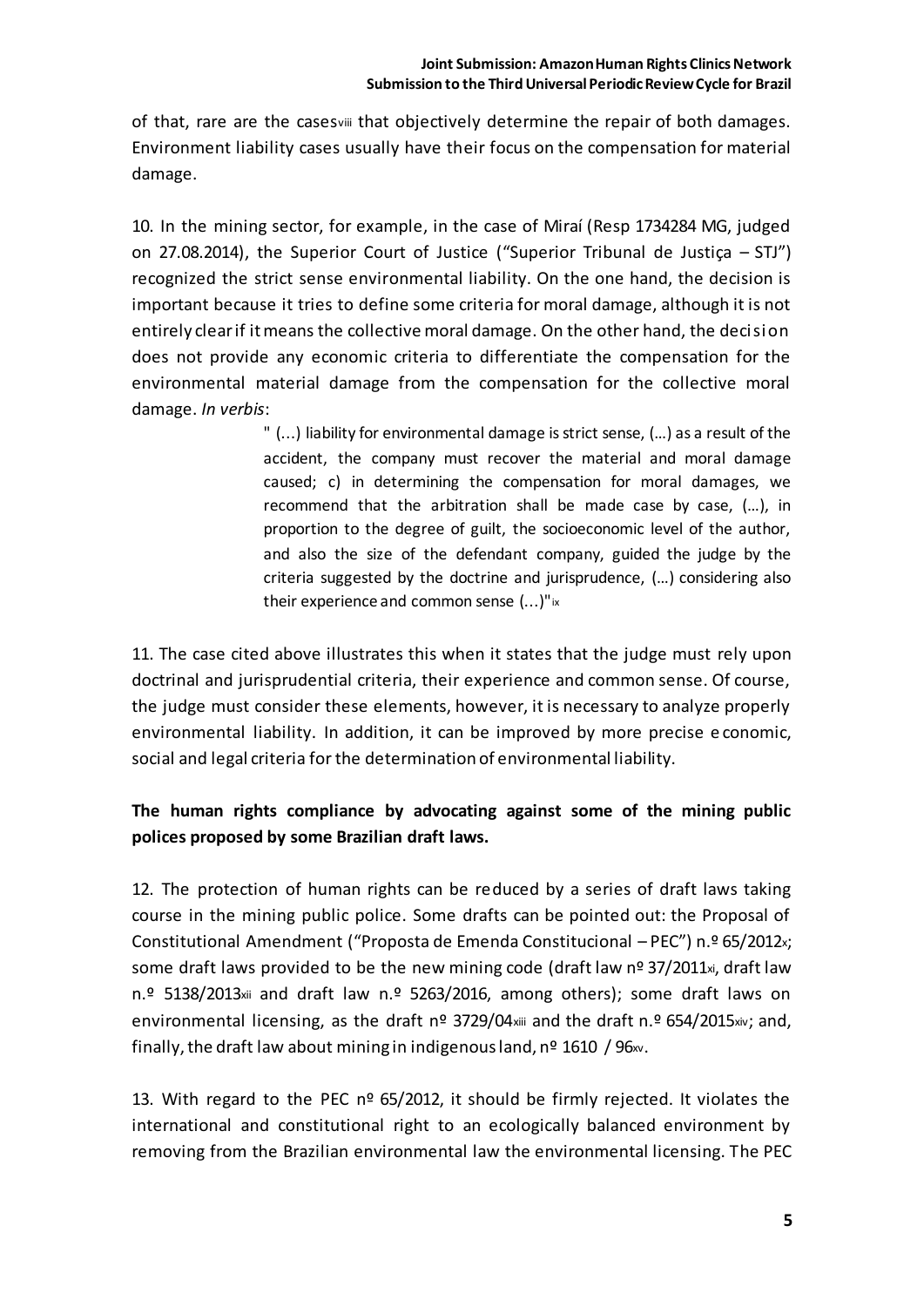of that, rare are the cases[viii] that objectively determine the repair of both damages. Environment liability cases usually have their focus on the compensation for material damage.

10. In the mining sector, for example, in the case of Miraí (Resp 1734284 MG, judged on 27.08.2014), the Superior Court of Justice ("Superior Tribunal de Justiça – STJ") recognized the strict sense environmental liability. On the one hand, the decision is important because it tries to define some criteria for moral damage, although it is not entirely clear if it means the collective moral damage. On the other hand, the decision does not provide any economic criteria to differentiate the compensation for the environmental material damage from the compensation for the collective moral damage. *In verbis*:

> " (...) liability for environmental damage is strict sense, (…) as a result of the accident, the company must recover the material and moral damage caused; c) in determining the compensation for moral damages, we recommend that the arbitration shall be made case by case, (…), in proportion to the degree of guilt, the socioeconomic level of the author, and also the size of the defendant company, guided the judge by the criteria suggested by the doctrine and jurisprudence, (…) considering also their experience and common sense (...)"[ix]

11. The case cited above illustrates this when it states that the judge must rely upon doctrinal and jurisprudential criteria, their experience and common sense. Of course, the judge must consider these elements, however, it is necessary to analyze properly environmental liability. In addition, it can be improved by more precise economic, social and legal criteria for the determination of environmental liability.

**The human rights compliance by advocating against some of the mining public polices proposed by some Brazilian draft laws.**

12. The protection of human rights can be reduced by a series of draft laws taking course in the mining public police. Some drafts can be pointed out: the Proposal of Constitutional Amendment ("Proposta de Emenda Constitucional – PEC") n.º 65/2012[x]; some draft laws provided to be the new mining code (draft law nº 37/2011[xi], draft law n.º 5138/2013[xii] and draft law n.º 5263/2016, among others); some draft laws on environmental licensing, as the draft nº 3729/04[xiii] and the draft n.º 654/2015[xiv]; and, finally, the draft law about mining in indigenous land, nº 1610 / 96[xv].

13. With regard to the PEC nº 65/2012, it should be firmly rejected. It violates the international and constitutional right to an ecologically balanced environment by removing from the Brazilian environmental law the environmental licensing. The PEC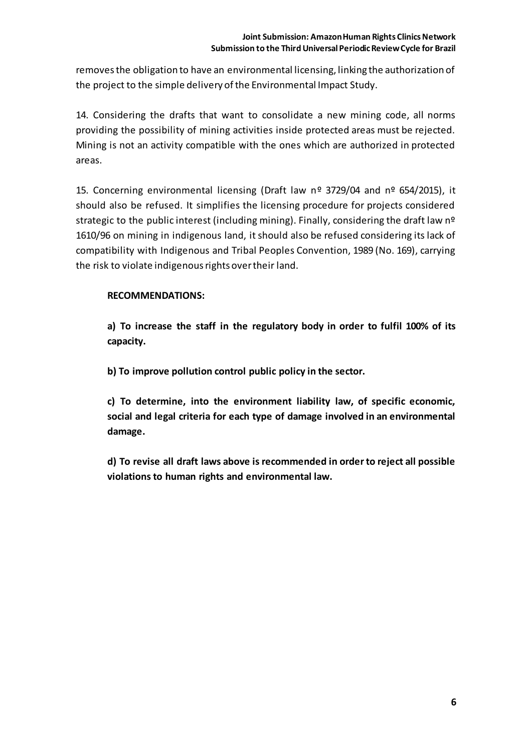removes the obligation to have an environmental licensing, linking the authorization of the project to the simple delivery of the Environmental Impact Study.

14. Considering the drafts that want to consolidate a new mining code, all norms providing the possibility of mining activities inside protected areas must be rejected. Mining is not an activity compatible with the ones which are authorized in protected areas.

15. Concerning environmental licensing (Draft law nº 3729/04 and nº 654/2015), it should also be refused. It simplifies the licensing procedure for projects considered strategic to the public interest (including mining). Finally, considering the draft law nº 1610/96 on mining in indigenous land, it should also be refused considering its lack of compatibility with Indigenous and Tribal Peoples Convention, 1989 (No. 169), carrying the risk to violate indigenous rights over their land.

**RECOMMENDATIONS:**

**a) To increase the staff in the regulatory body in order to fulfil 100% of its capacity.**

**b) To improve pollution control public policy in the sector.**

**c) To determine, into the environment liability law, of specific economic, social and legal criteria for each type of damage involved in an environmental damage.**

**d) To revise all draft laws above is recommended in order to reject all possible violations to human rights and environmental law.**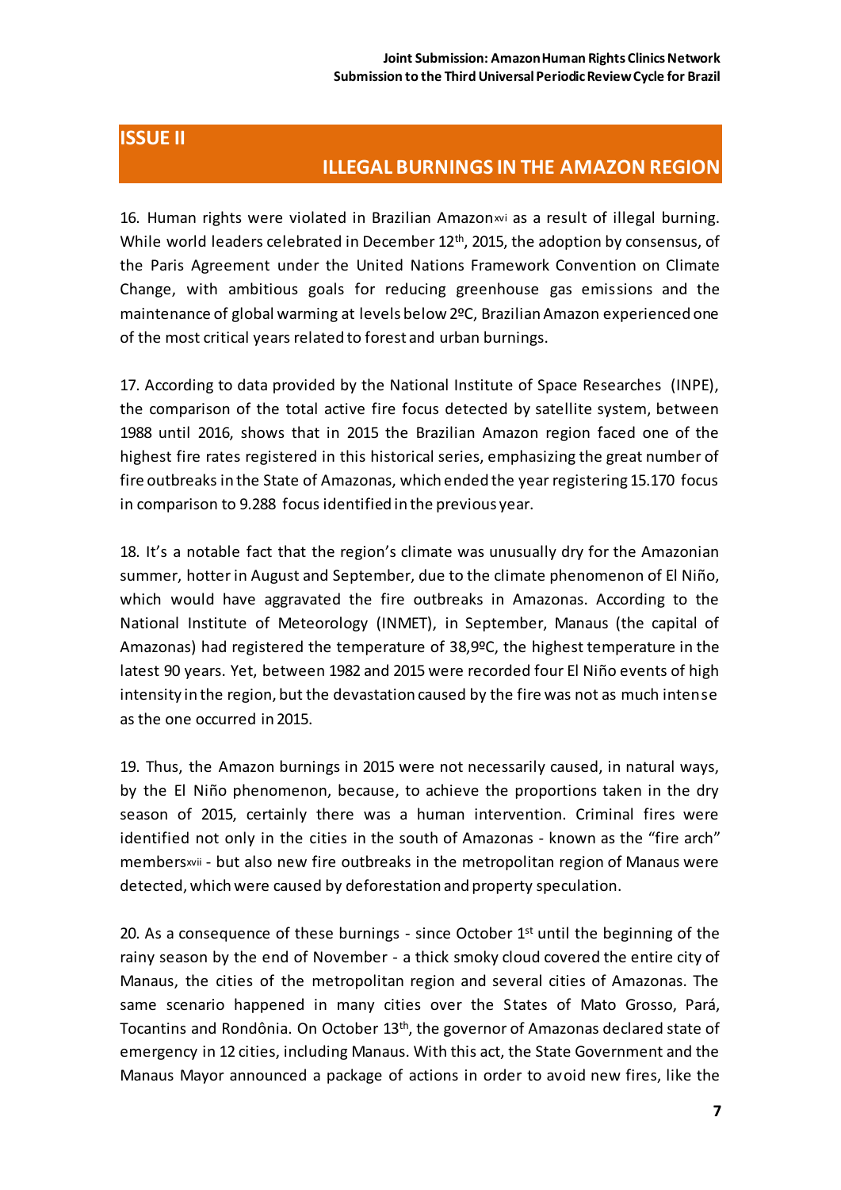## ISSUE II

## ILLEGAL BURNINGS IN THE AMAZON REGION

16. Human rights were violated in Brazilian Amazon[xvi] as a result of illegal burning. While world leaders celebrated in December 12th, 2015, the adoption by consensus, of the Paris Agreement under the United Nations Framework Convention on Climate Change, with ambitious goals for reducing greenhouse gas emissions and the maintenance of global warming at levels below 2ºC, Brazilian Amazon experienced one of the most critical years related to forest and urban burnings.

17. According to data provided by the National Institute of Space Researches (INPE), the comparison of the total active fire focus detected by satellite system, between 1988 until 2016, shows that in 2015 the Brazilian Amazon region faced one of the highest fire rates registered in this historical series, emphasizing the great number of fire outbreaks in the State of Amazonas, which ended the year registering 15.170 focus in comparison to 9.288 focus identified in the previous year.

18. It's a notable fact that the region's climate was unusually dry for the Amazonian summer, hotter in August and September, due to the climate phenomenon of El Niño, which would have aggravated the fire outbreaks in Amazonas. According to the National Institute of Meteorology (INMET), in September, Manaus (the capital of Amazonas) had registered the temperature of 38,9ºC, the highest temperature in the latest 90 years. Yet, between 1982 and 2015 were recorded four El Niño events of high intensity in the region, but the devastation caused by the fire was not as much intense as the one occurred in 2015.

19. Thus, the Amazon burnings in 2015 were not necessarily caused, in natural ways, by the El Niño phenomenon, because, to achieve the proportions taken in the dry season of 2015, certainly there was a human intervention. Criminal fires were identified not only in the cities in the south of Amazonas - known as the "fire arch" members[xvii] - but also new fire outbreaks in the metropolitan region of Manaus were detected, which were caused by deforestation and property speculation.

20. As a consequence of these burnings - since October 1st until the beginning of the rainy season by the end of November - a thick smoky cloud covered the entire city of Manaus, the cities of the metropolitan region and several cities of Amazonas. The same scenario happened in many cities over the States of Mato Grosso, Pará, Tocantins and Rondônia. On October 13th, the governor of Amazonas declared state of emergency in 12 cities, including Manaus. With this act, the State Government and the Manaus Mayor announced a package of actions in order to avoid new fires, like the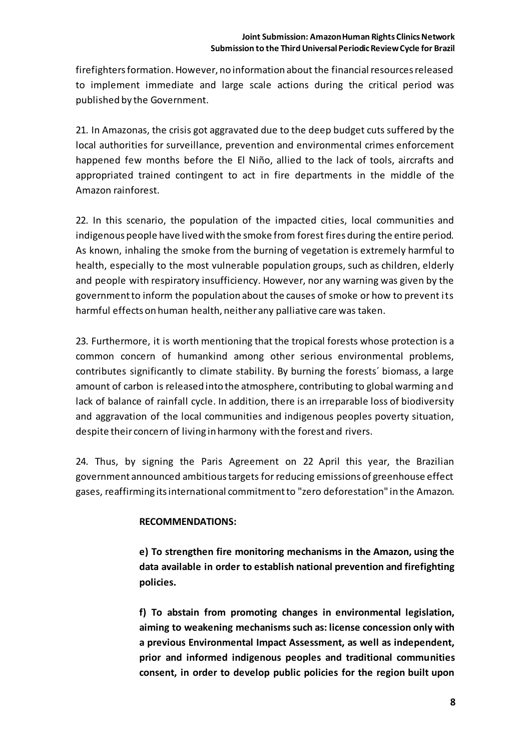firefighters formation. However, no information about the financial resources released to implement immediate and large scale actions during the critical period was published by the Government.

21. In Amazonas, the crisis got aggravated due to the deep budget cuts suffered by the local authorities for surveillance, prevention and environmental crimes enforcement happened few months before the El Niño, allied to the lack of tools, aircrafts and appropriated trained contingent to act in fire departments in the middle of the Amazon rainforest.

22. In this scenario, the population of the impacted cities, local communities and indigenous people have lived with the smoke from forest fires during the entire period. As known, inhaling the smoke from the burning of vegetation is extremely harmful to health, especially to the most vulnerable population groups, such as children, elderly and people with respiratory insufficiency. However, nor any warning was given by the government to inform the population about the causes of smoke or how to prevent its harmful effects on human health, neither any palliative care was taken.

23. Furthermore, it is worth mentioning that the tropical forests whose protection is a common concern of humankind among other serious environmental problems, contributes significantly to climate stability. By burning the forests´ biomass, a large amount of carbon is released into the atmosphere, contributing to global warming and lack of balance of rainfall cycle. In addition, there is an irreparable loss of biodiversity and aggravation of the local communities and indigenous peoples poverty situation, despite their concern of living in harmony with the forest and rivers.

24. Thus, by signing the Paris Agreement on 22 April this year, the Brazilian government announced ambitious targets for reducing emissions of greenhouse effect gases, reaffirming its international commitment to "zero deforestation" in the Amazon.

**RECOMMENDATIONS:**

**e) To strengthen fire monitoring mechanisms in the Amazon, using the data available in order to establish national prevention and firefighting policies.**

**f) To abstain from promoting changes in environmental legislation, aiming to weakening mechanisms such as: license concession only with a previous Environmental Impact Assessment, as well as independent, prior and informed indigenous peoples and traditional communities consent, in order to develop public policies for the region built upon**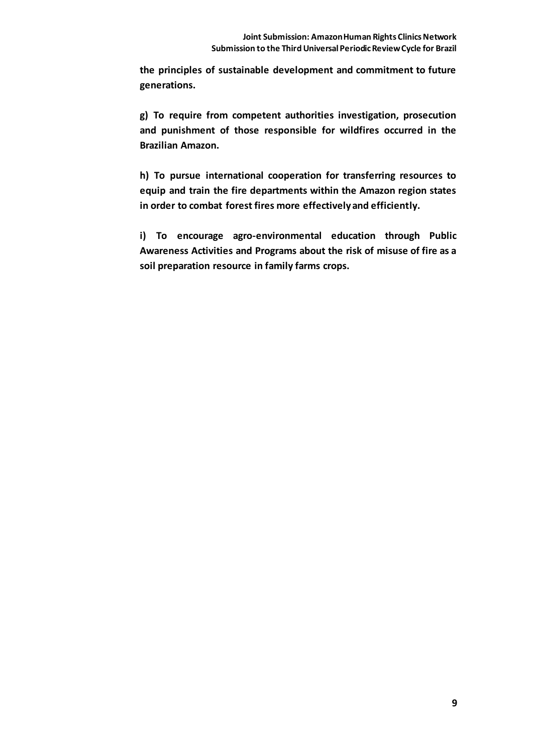**the principles of sustainable development and commitment to future generations.**

**g) To require from competent authorities investigation, prosecution and punishment of those responsible for wildfires occurred in the Brazilian Amazon.**

**h) To pursue international cooperation for transferring resources to equip and train the fire departments within the Amazon region states in order to combat forest fires more effectively and efficiently.**

**i) To encourage agro-environmental education through Public Awareness Activities and Programs about the risk of misuse of fire as a soil preparation resource in family farms crops.**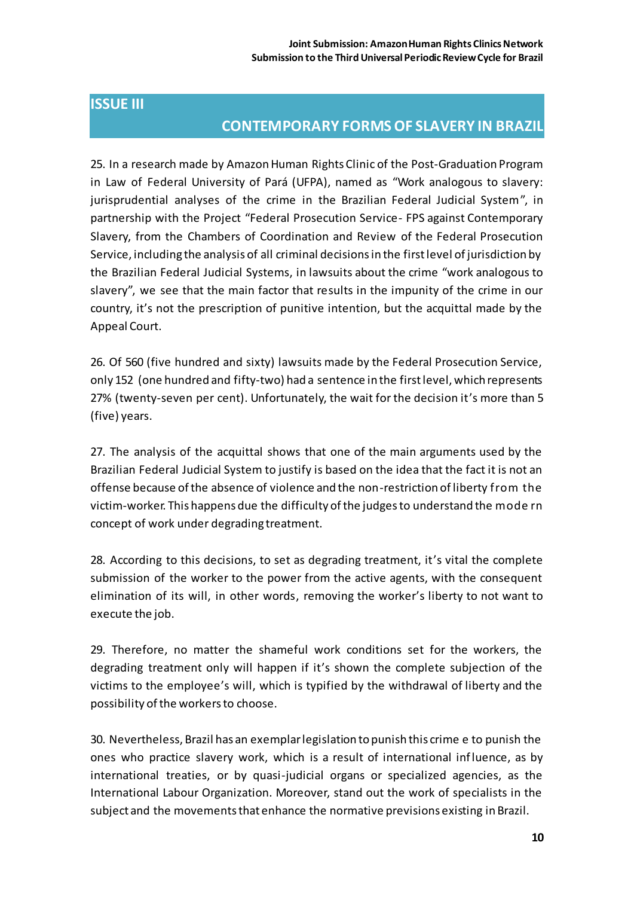## ISSUE III

## CONTEMPORARY FORMS OF SLAVERY IN BRAZIL

25. In a research made by Amazon Human Rights Clinic of the Post-Graduation Program in Law of Federal University of Pará (UFPA), named as "Work analogous to slavery: jurisprudential analyses of the crime in the Brazilian Federal Judicial System", in partnership with the Project "Federal Prosecution Service- FPS against Contemporary Slavery, from the Chambers of Coordination and Review of the Federal Prosecution Service, including the analysis of all criminal decisions in the first level of jurisdiction by the Brazilian Federal Judicial Systems, in lawsuits about the crime "work analogous to slavery", we see that the main factor that results in the impunity of the crime in our country, it's not the prescription of punitive intention, but the acquittal made by the Appeal Court.

26. Of 560 (five hundred and sixty) lawsuits made by the Federal Prosecution Service, only 152 (one hundred and fifty-two) had a sentence in the first level, which represents 27% (twenty-seven per cent). Unfortunately, the wait for the decision it's more than 5 (five) years.

27. The analysis of the acquittal shows that one of the main arguments used by the Brazilian Federal Judicial System to justify is based on the idea that the fact it is not an offense because of the absence of violence and the non-restriction of liberty from the victim-worker. This happens due the difficulty of the judges to understand the modern concept of work under degrading treatment.

28. According to this decisions, to set as degrading treatment, it's vital the complete submission of the worker to the power from the active agents, with the consequent elimination of its will, in other words, removing the worker's liberty to not want to execute the job.

29. Therefore, no matter the shameful work conditions set for the workers, the degrading treatment only will happen if it's shown the complete subjection of the victims to the employee's will, which is typified by the withdrawal of liberty and the possibility of the workers to choose.

30. Nevertheless, Brazil has an exemplar legislation to punish this crime e to punish the ones who practice slavery work, which is a result of international influence, as by international treaties, or by quasi-judicial organs or specialized agencies, as the International Labour Organization. Moreover, stand out the work of specialists in the subject and the movements that enhance the normative previsions existing in Brazil.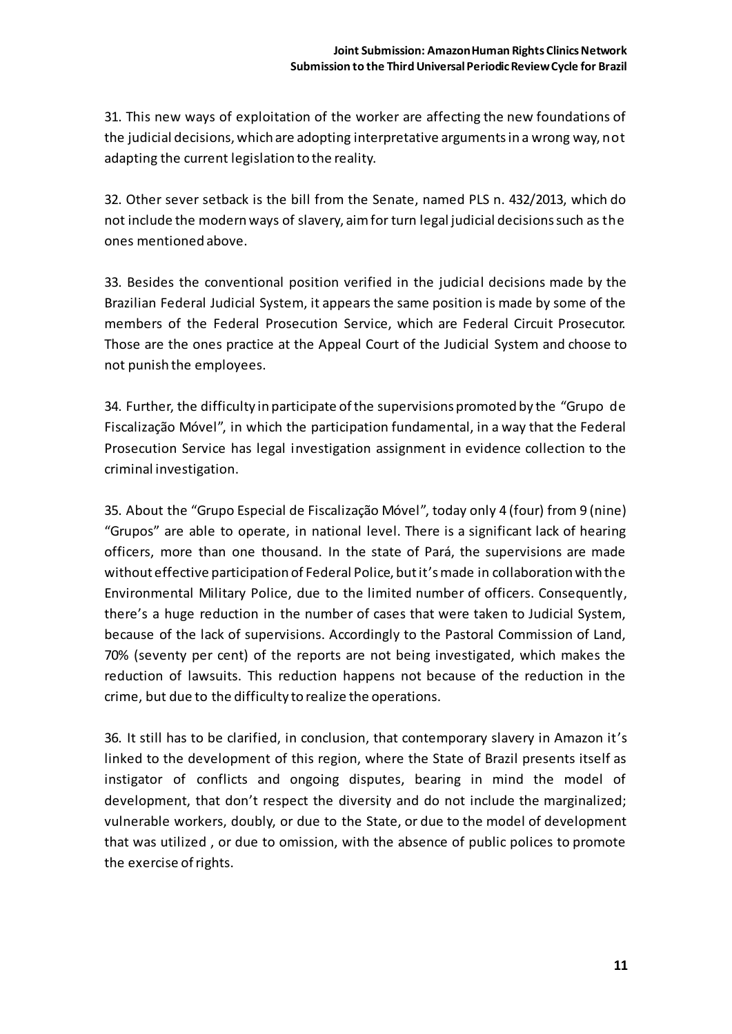31. This new ways of exploitation of the worker are affecting the new foundations of the judicial decisions, which are adopting interpretative arguments in a wrong way, not adapting the current legislation to the reality.

32. Other sever setback is the bill from the Senate, named PLS n. 432/2013, which do not include the modern ways of slavery, aim for turn legal judicial decisions such as the ones mentioned above.

33. Besides the conventional position verified in the judicial decisions made by the Brazilian Federal Judicial System, it appears the same position is made by some of the members of the Federal Prosecution Service, which are Federal Circuit Prosecutor. Those are the ones practice at the Appeal Court of the Judicial System and choose to not punish the employees.

34. Further, the difficulty in participate of the supervisions promoted by the "Grupo de Fiscalização Móvel", in which the participation fundamental, in a way that the Federal Prosecution Service has legal investigation assignment in evidence collection to the criminal investigation.

35. About the "Grupo Especial de Fiscalização Móvel", today only 4 (four) from 9 (nine) "Grupos" are able to operate, in national level. There is a significant lack of hearing officers, more than one thousand. In the state of Pará, the supervisions are made without effective participation of Federal Police, but it's made in collaboration with the Environmental Military Police, due to the limited number of officers. Consequently, there's a huge reduction in the number of cases that were taken to Judicial System, because of the lack of supervisions. Accordingly to the Pastoral Commission of Land, 70% (seventy per cent) of the reports are not being investigated, which makes the reduction of lawsuits. This reduction happens not because of the reduction in the crime, but due to the difficulty to realize the operations.

36. It still has to be clarified, in conclusion, that contemporary slavery in Amazon it's linked to the development of this region, where the State of Brazil presents itself as instigator of conflicts and ongoing disputes, bearing in mind the model of development, that don't respect the diversity and do not include the marginalized; vulnerable workers, doubly, or due to the State, or due to the model of development that was utilized , or due to omission, with the absence of public polices to promote the exercise of rights.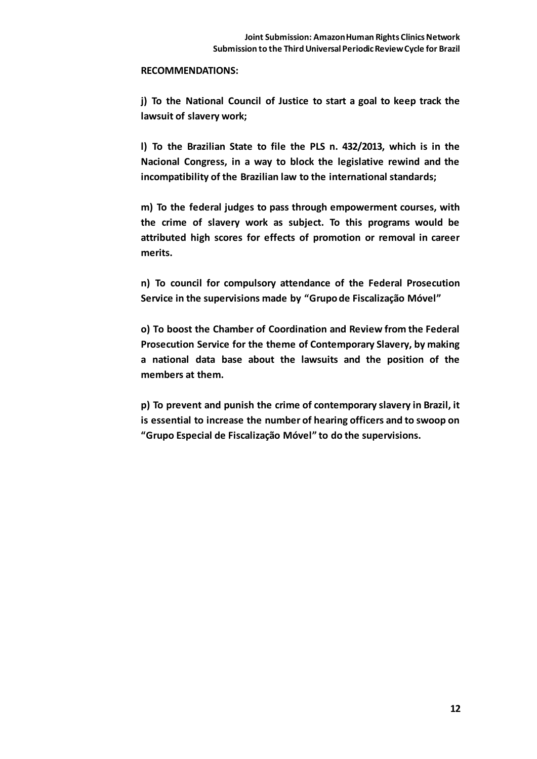**RECOMMENDATIONS:**

**j) To the National Council of Justice to start a goal to keep track the lawsuit of slavery work;**

**l) To the Brazilian State to file the PLS n. 432/2013, which is in the Nacional Congress, in a way to block the legislative rewind and the incompatibility of the Brazilian law to the international standards;**

**m) To the federal judges to pass through empowerment courses, with the crime of slavery work as subject. To this programs would be attributed high scores for effects of promotion or removal in career merits.**

**n) To council for compulsory attendance of the Federal Prosecution Service in the supervisions made by "Grupo de Fiscalização Móvel"**

**o) To boost the Chamber of Coordination and Review from the Federal Prosecution Service for the theme of Contemporary Slavery, by making a national data base about the lawsuits and the position of the members at them.**

**p) To prevent and punish the crime of contemporary slavery in Brazil, it is essential to increase the number of hearing officers and to swoop on "Grupo Especial de Fiscalização Móvel" to do the supervisions.**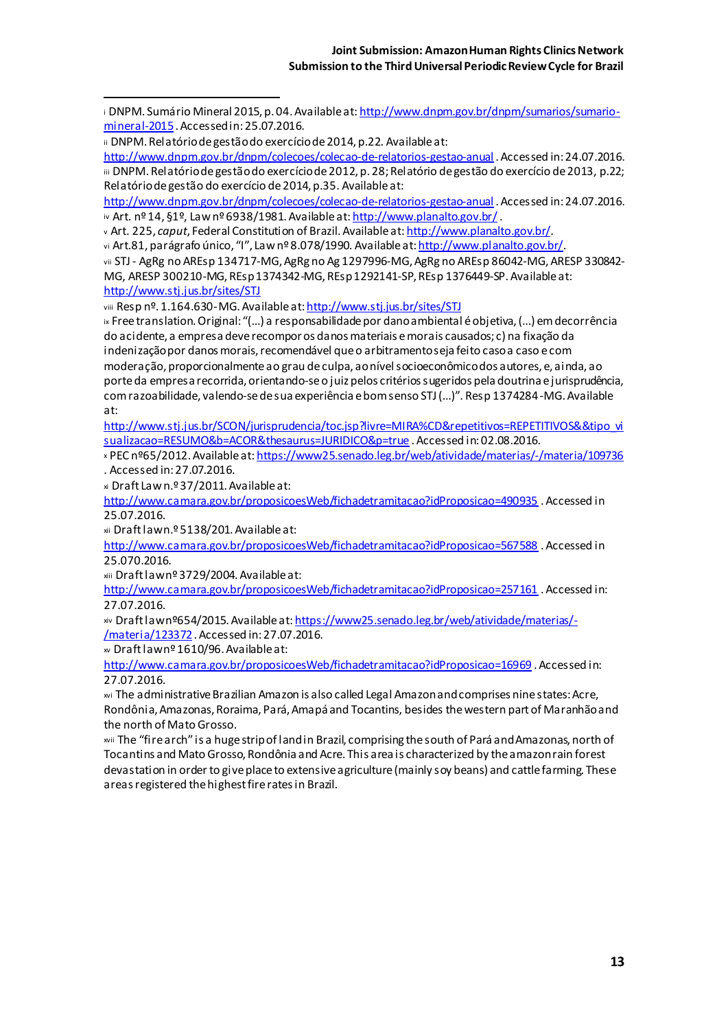[i] DNPM. Sumário Mineral 2015, p. 04. Available at: http://www.dnpm.gov.br/dnpm/sumarios/sumario-mineral-2015. Accessed in: 25.07.2016.

[ii] DNPM. Relatório de gestão do exercício de 2014, p.22. Available at: http://www.dnpm.gov.br/dnpm/colecoes/colecao-de-relatorios-gestao-anual. Accessed in: 24.07.2016.

[iii] DNPM. Relatório de gestão do exercício de 2012, p. 28; Relatório de gestão do exercício de 2013, p.22; Relatório de gestão do exercício de 2014, p.35. Available at: http://www.dnpm.gov.br/dnpm/colecoes/colecao-de-relatorios-gestao-anual. Accessed in: 24.07.2016.

[iv] Art. nº 14, §1º, Law nº 6938/1981. Available at: http://www.planalto.gov.br/.

[v] Art. 225, *caput*, Federal Constitution of Brazil. Available at: http://www.planalto.gov.br/.

[vi] Art.81, parágrafo único, "I", Law nº 8.078/1990. Available at: http://www.planalto.gov.br/.

[vii] STJ - AgRg no AREsp 134717-MG, AgRg no Ag 1297996-MG, AgRg no AREsp 86042-MG, ARESP 330842-MG, ARESP 300210-MG, REsp 1374342-MG, REsp 1292141-SP, REsp 1376449-SP. Available at: http://www.stj.jus.br/sites/STJ

[viii] Resp nº. 1.164.630-MG. Available at: http://www.stj.jus.br/sites/STJ

[ix] Free translation. Original: "(...) a responsabilidade por dano ambiental é objetiva, (...) em decorrência do acidente, a empresa deve recompor os danos materiais e morais causados; c) na fixação da indenização por danos morais, recomendável que o arbitramento seja feito caso a caso e com moderação, proporcionalmente ao grau de culpa, ao nível socioeconômico dos autores, e, ainda, ao porte da empresa recorrida, orientando-se o juiz pelos critérios sugeridos pela doutrina e jurisprudência, com razoabilidade, valendo-se de sua experiência e bom senso STJ (...)". Resp 1374284-MG. Available at: http://www.stj.jus.br/SCON/jurisprudencia/toc.jsp?livre=MIRA%CD&repetitivos=REPETITIVOS&&tipo_visualizacao=RESUMO&b=ACOR&thesaurus=JURIDICO&p=true. Accessed in: 02.08.2016.

[x] PEC nº65/2012. Available at: https://www25.senado.leg.br/web/atividade/materias/-/materia/109736. Accessed in: 27.07.2016.

[xi] Draft Law n.º 37/2011. Available at: http://www.camara.gov.br/proposicoesWeb/fichadetramitacao?idProposicao=490935. Accessed in 25.07.2016.

[xii] Draft law n.º 5138/201. Available at: http://www.camara.gov.br/proposicoesWeb/fichadetramitacao?idProposicao=567588. Accessed in 25.070.2016.

[xiii] Draft law nº 3729/2004. Available at: http://www.camara.gov.br/proposicoesWeb/fichadetramitacao?idProposicao=257161. Accessed in: 27.07.2016.

[xiv] Draft law nº654/2015. Available at: https://www25.senado.leg.br/web/atividade/materias/-/materia/123372. Accessed in: 27.07.2016.

[xv] Draft law nº 1610/96. Available at: http://www.camara.gov.br/proposicoesWeb/fichadetramitacao?idProposicao=16969. Accessed in: 27.07.2016.

[xvi] The administrative Brazilian Amazon is also called Legal Amazon and comprises nine states: Acre, Rondônia, Amazonas, Roraima, Pará, Amapá and Tocantins, besides the western part of Maranhão and the north of Mato Grosso.

[xvii] The "fire arch" is a huge strip of land in Brazil, comprising the south of Pará and Amazonas, north of Tocantins and Mato Grosso, Rondônia and Acre. This area is characterized by the amazon rain forest devastation in order to give place to extensive agriculture (mainly soy beans) and cattle farming. These areas registered the highest fire rates in Brazil.